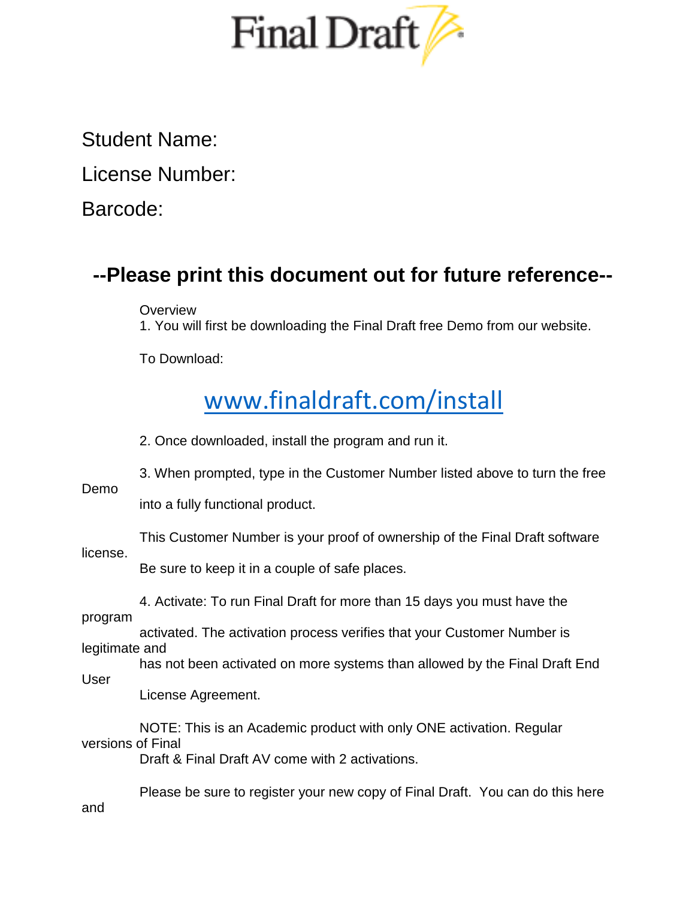# Final Draft

Student Name:

License Number:

Barcode:

## --Please print this document out for future reference--

Overview

1. You will first be downloading the Final Draft free Demo from our website.

To Download:

[www.finaldraft.com/install](http://www.finaldraft.com/install)

2. Once downloaded, install the program and run it.

3. When prompted, type in the Customer Number listed above to turn the free Demo into a fully functional product.

This Customer Number is your proof of ownership of the Final Draft software license. Be sure to keep it in a couple of safe places.

4. Activate: To run Final Draft for more than 15 days you must have the program activated. The activation process verifies that your Customer Number is legitimate and has not been activated on more systems than allowed by the Final Draft End User License Agreement.

NOTE: This is an Academic product with only ONE activation. Regular versions of Final Draft & Final Draft AV come with 2 activations.

Please be sure to register your new copy of Final Draft. You can do this here and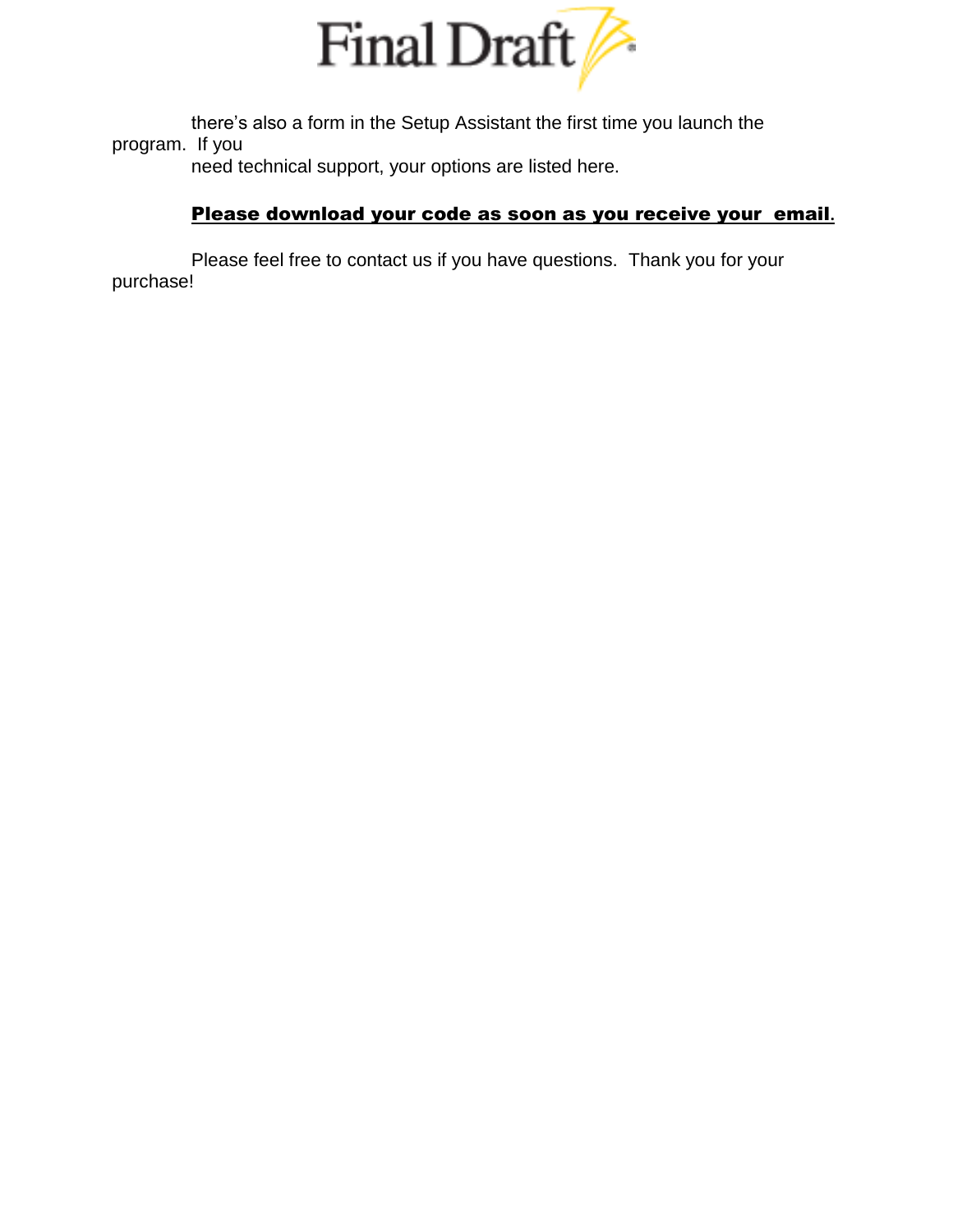Final Draft

there's also a form in the Setup Assistant the first time you launch the program. If you need technical support, your options are listed here.

**Please download your code as soon as you receive your email.**

Please feel free to contact us if you have questions. Thank you for your purchase!